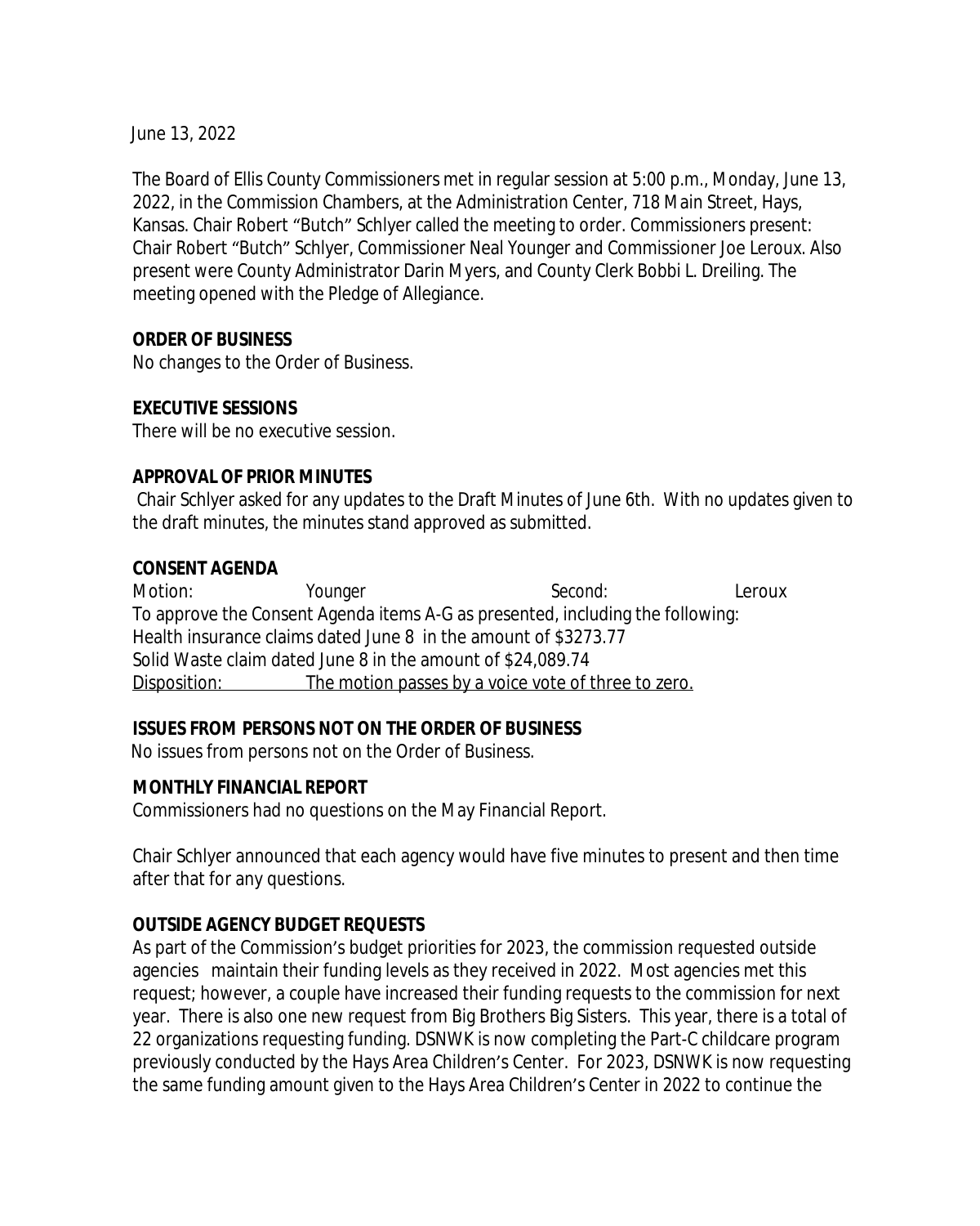June 13, 2022

The Board of Ellis County Commissioners met in regular session at 5:00 p.m., Monday, June 13, 2022, in the Commission Chambers, at the Administration Center, 718 Main Street, Hays, Kansas. Chair Robert "Butch" Schlyer called the meeting to order. Commissioners present: Chair Robert "Butch" Schlyer, Commissioner Neal Younger and Commissioner Joe Leroux. Also present were County Administrator Darin Myers, and County Clerk Bobbi L. Dreiling. The meeting opened with the Pledge of Allegiance.

**ORDER OF BUSINESS**
No changes to the Order of Business.

**EXECUTIVE SESSIONS**
There will be no executive session.

**APPROVAL OF PRIOR MINUTES**
Chair Schlyer asked for any updates to the Draft Minutes of June 6th. With no updates given to the draft minutes, the minutes stand approved as submitted.

**CONSENT AGENDA**
Motion: Younger Second: Leroux
To approve the Consent Agenda items A-G as presented, including the following:
Health insurance claims dated June 8 in the amount of $3273.77
Solid Waste claim dated June 8 in the amount of $24,089.74
Disposition: The motion passes by a voice vote of three to zero.

**ISSUES FROM PERSONS NOT ON THE ORDER OF BUSINESS**
No issues from persons not on the Order of Business.

**MONTHLY FINANCIAL REPORT**
Commissioners had no questions on the May Financial Report.

Chair Schlyer announced that each agency would have five minutes to present and then time after that for any questions.

**OUTSIDE AGENCY BUDGET REQUESTS**
As part of the Commission's budget priorities for 2023, the commission requested outside agencies maintain their funding levels as they received in 2022. Most agencies met this request; however, a couple have increased their funding requests to the commission for next year. There is also one new request from Big Brothers Big Sisters. This year, there is a total of 22 organizations requesting funding. DSNWK is now completing the Part-C childcare program previously conducted by the Hays Area Children's Center. For 2023, DSNWK is now requesting the same funding amount given to the Hays Area Children's Center in 2022 to continue the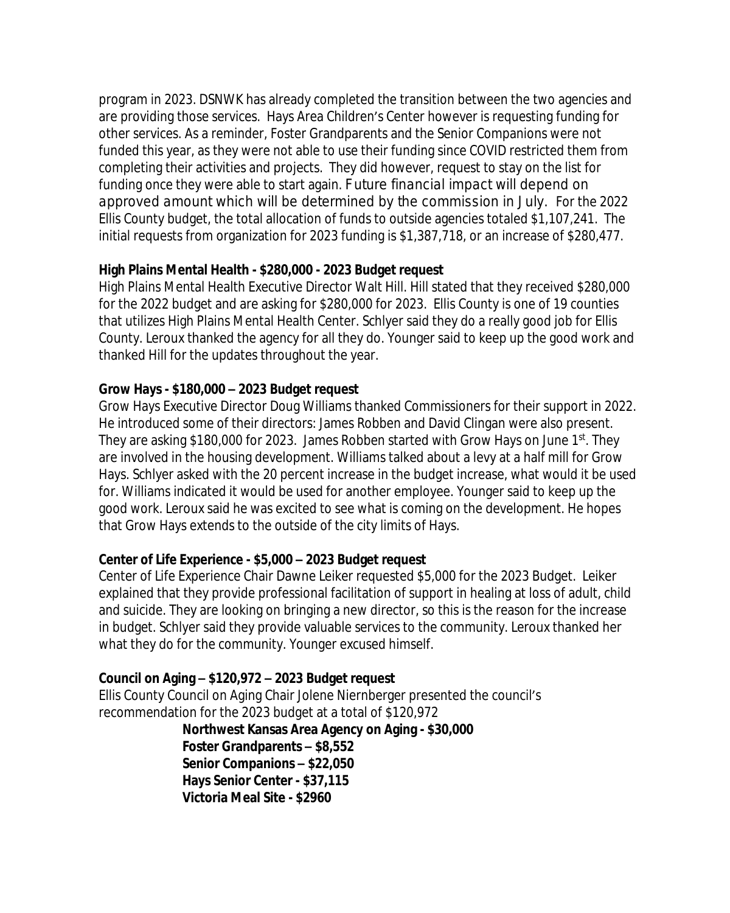program in 2023. DSNWK has already completed the transition between the two agencies and are providing those services. Hays Area Children's Center however is requesting funding for other services. As a reminder, Foster Grandparents and the Senior Companions were not funded this year, as they were not able to use their funding since COVID restricted them from completing their activities and projects. They did however, request to stay on the list for funding once they were able to start again. Future financial impact will depend on approved amount which will be determined by the commission in July. For the 2022 Ellis County budget, the total allocation of funds to outside agencies totaled $1,107,241. The initial requests from organization for 2023 funding is $1,387,718, or an increase of $280,477.

**High Plains Mental Health - $280,000 - 2023 Budget request**

High Plains Mental Health Executive Director Walt Hill. Hill stated that they received $280,000 for the 2022 budget and are asking for $280,000 for 2023. Ellis County is one of 19 counties that utilizes High Plains Mental Health Center. Schlyer said they do a really good job for Ellis County. Leroux thanked the agency for all they do. Younger said to keep up the good work and thanked Hill for the updates throughout the year.

**Grow Hays - $180,000 – 2023 Budget request**

Grow Hays Executive Director Doug Williams thanked Commissioners for their support in 2022. He introduced some of their directors: James Robben and David Clingan were also present. They are asking $180,000 for 2023. James Robben started with Grow Hays on June 1st. They are involved in the housing development. Williams talked about a levy at a half mill for Grow Hays. Schlyer asked with the 20 percent increase in the budget increase, what would it be used for. Williams indicated it would be used for another employee. Younger said to keep up the good work. Leroux said he was excited to see what is coming on the development. He hopes that Grow Hays extends to the outside of the city limits of Hays.

**Center of Life Experience - $5,000 – 2023 Budget request**

Center of Life Experience Chair Dawne Leiker requested $5,000 for the 2023 Budget. Leiker explained that they provide professional facilitation of support in healing at loss of adult, child and suicide. They are looking on bringing a new director, so this is the reason for the increase in budget. Schlyer said they provide valuable services to the community. Leroux thanked her what they do for the community. Younger excused himself.

**Council on Aging – $120,972 – 2023 Budget request**

Ellis County Council on Aging Chair Jolene Niernberger presented the council's recommendation for the 2023 budget at a total of $120,972

**Northwest Kansas Area Agency on Aging - $30,000**
**Foster Grandparents – $8,552**
**Senior Companions – $22,050**
**Hays Senior Center - $37,115**
**Victoria Meal Site - $2960**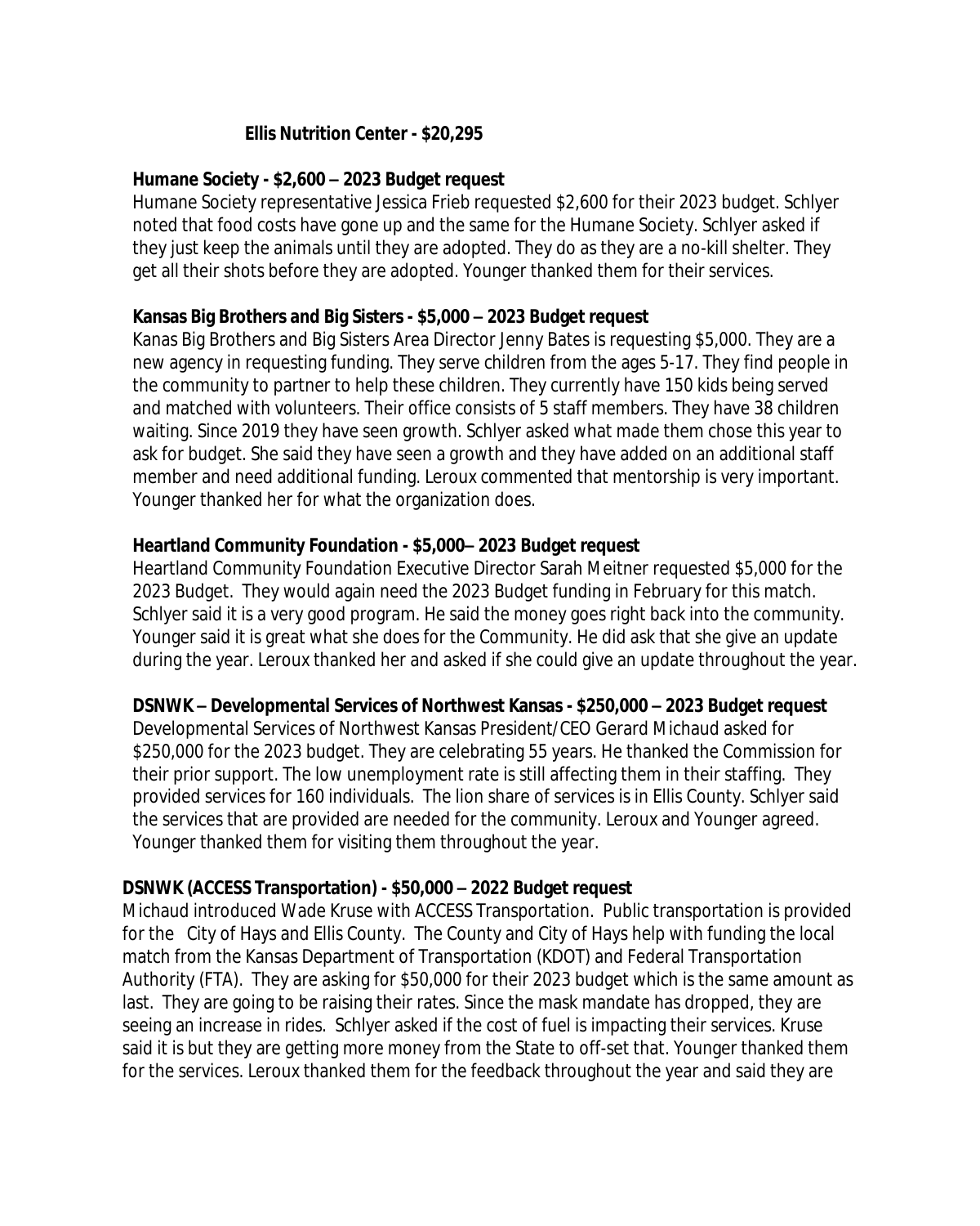**Ellis Nutrition Center - $20,295**

**Humane Society - $2,600 – 2023 Budget request**

Humane Society representative Jessica Frieb requested $2,600 for their 2023 budget. Schlyer noted that food costs have gone up and the same for the Humane Society. Schlyer asked if they just keep the animals until they are adopted. They do as they are a no-kill shelter. They get all their shots before they are adopted. Younger thanked them for their services.

**Kansas Big Brothers and Big Sisters - $5,000 – 2023 Budget request**

Kanas Big Brothers and Big Sisters Area Director Jenny Bates is requesting $5,000. They are a new agency in requesting funding. They serve children from the ages 5-17. They find people in the community to partner to help these children. They currently have 150 kids being served and matched with volunteers. Their office consists of 5 staff members. They have 38 children waiting. Since 2019 they have seen growth. Schlyer asked what made them chose this year to ask for budget. She said they have seen a growth and they have added on an additional staff member and need additional funding. Leroux commented that mentorship is very important. Younger thanked her for what the organization does.

**Heartland Community Foundation - $5,000– 2023 Budget request**

Heartland Community Foundation Executive Director Sarah Meitner requested $5,000 for the 2023 Budget. They would again need the 2023 Budget funding in February for this match. Schlyer said it is a very good program. He said the money goes right back into the community. Younger said it is great what she does for the Community. He did ask that she give an update during the year. Leroux thanked her and asked if she could give an update throughout the year.

**DSNWK – Developmental Services of Northwest Kansas - $250,000 – 2023 Budget request**

Developmental Services of Northwest Kansas President/CEO Gerard Michaud asked for $250,000 for the 2023 budget. They are celebrating 55 years. He thanked the Commission for their prior support. The low unemployment rate is still affecting them in their staffing. They provided services for 160 individuals. The lion share of services is in Ellis County. Schlyer said the services that are provided are needed for the community. Leroux and Younger agreed. Younger thanked them for visiting them throughout the year.

**DSNWK (ACCESS Transportation) - $50,000 – 2022 Budget request**

Michaud introduced Wade Kruse with ACCESS Transportation. Public transportation is provided for the City of Hays and Ellis County. The County and City of Hays help with funding the local match from the Kansas Department of Transportation (KDOT) and Federal Transportation Authority (FTA). They are asking for $50,000 for their 2023 budget which is the same amount as last. They are going to be raising their rates. Since the mask mandate has dropped, they are seeing an increase in rides. Schlyer asked if the cost of fuel is impacting their services. Kruse said it is but they are getting more money from the State to off-set that. Younger thanked them for the services. Leroux thanked them for the feedback throughout the year and said they are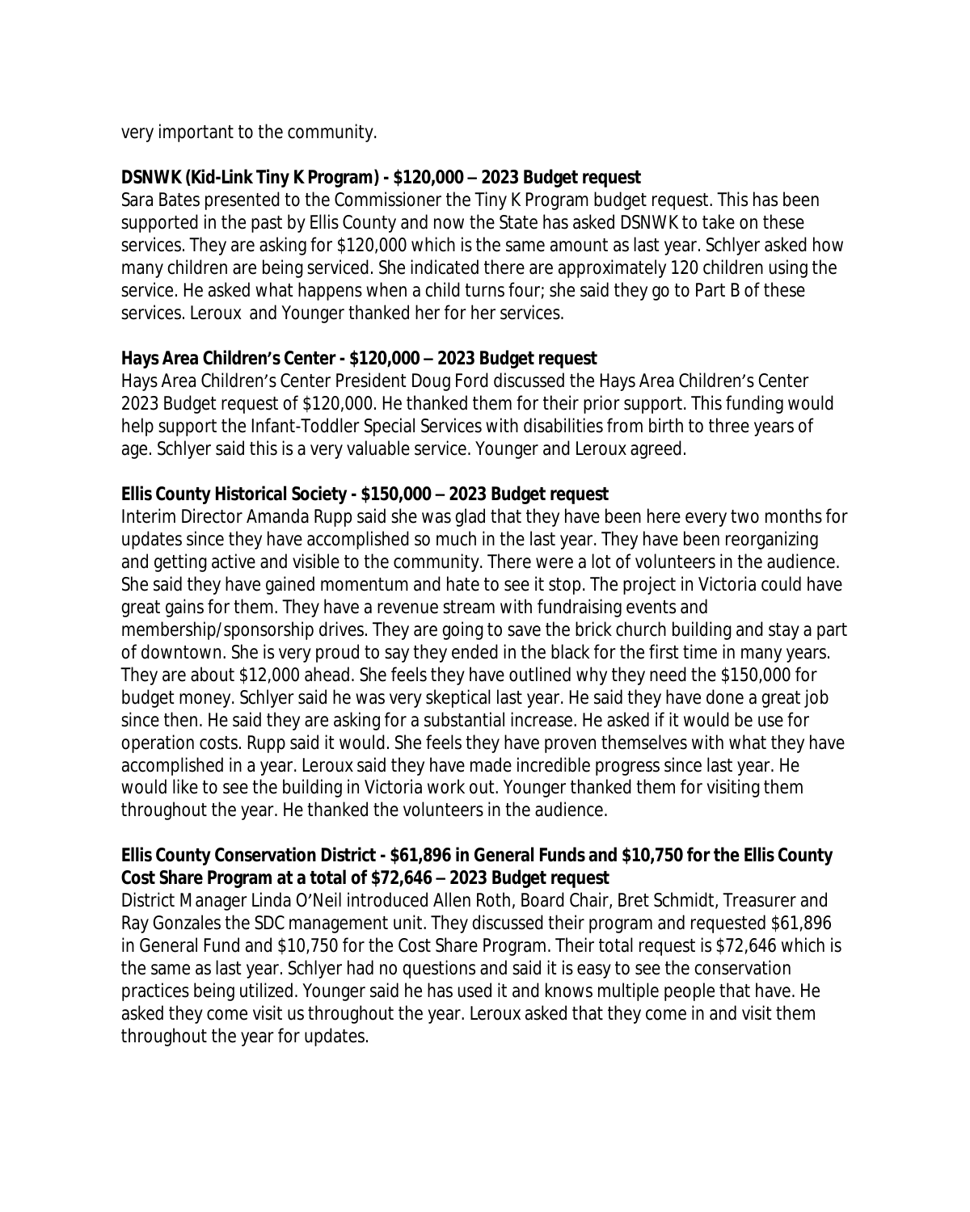very important to the community.

**DSNWK (Kid-Link Tiny K Program) - $120,000 – 2023 Budget request**

Sara Bates presented to the Commissioner the Tiny K Program budget request. This has been supported in the past by Ellis County and now the State has asked DSNWK to take on these services. They are asking for $120,000 which is the same amount as last year. Schlyer asked how many children are being serviced. She indicated there are approximately 120 children using the service. He asked what happens when a child turns four; she said they go to Part B of these services. Leroux and Younger thanked her for her services.

**Hays Area Children's Center - $120,000 – 2023 Budget request**

Hays Area Children's Center President Doug Ford discussed the Hays Area Children's Center 2023 Budget request of $120,000. He thanked them for their prior support. This funding would help support the Infant-Toddler Special Services with disabilities from birth to three years of age. Schlyer said this is a very valuable service. Younger and Leroux agreed.

**Ellis County Historical Society - $150,000 – 2023 Budget request**

Interim Director Amanda Rupp said she was glad that they have been here every two months for updates since they have accomplished so much in the last year. They have been reorganizing and getting active and visible to the community. There were a lot of volunteers in the audience. She said they have gained momentum and hate to see it stop. The project in Victoria could have great gains for them. They have a revenue stream with fundraising events and membership/sponsorship drives. They are going to save the brick church building and stay a part of downtown. She is very proud to say they ended in the black for the first time in many years. They are about $12,000 ahead. She feels they have outlined why they need the $150,000 for budget money. Schlyer said he was very skeptical last year. He said they have done a great job since then. He said they are asking for a substantial increase. He asked if it would be use for operation costs. Rupp said it would. She feels they have proven themselves with what they have accomplished in a year. Leroux said they have made incredible progress since last year. He would like to see the building in Victoria work out. Younger thanked them for visiting them throughout the year. He thanked the volunteers in the audience.

**Ellis County Conservation District - $61,896 in General Funds and $10,750 for the Ellis County Cost Share Program at a total of $72,646 – 2023 Budget request**

District Manager Linda O'Neil introduced Allen Roth, Board Chair, Bret Schmidt, Treasurer and Ray Gonzales the SDC management unit. They discussed their program and requested $61,896 in General Fund and $10,750 for the Cost Share Program. Their total request is $72,646 which is the same as last year. Schlyer had no questions and said it is easy to see the conservation practices being utilized. Younger said he has used it and knows multiple people that have. He asked they come visit us throughout the year. Leroux asked that they come in and visit them throughout the year for updates.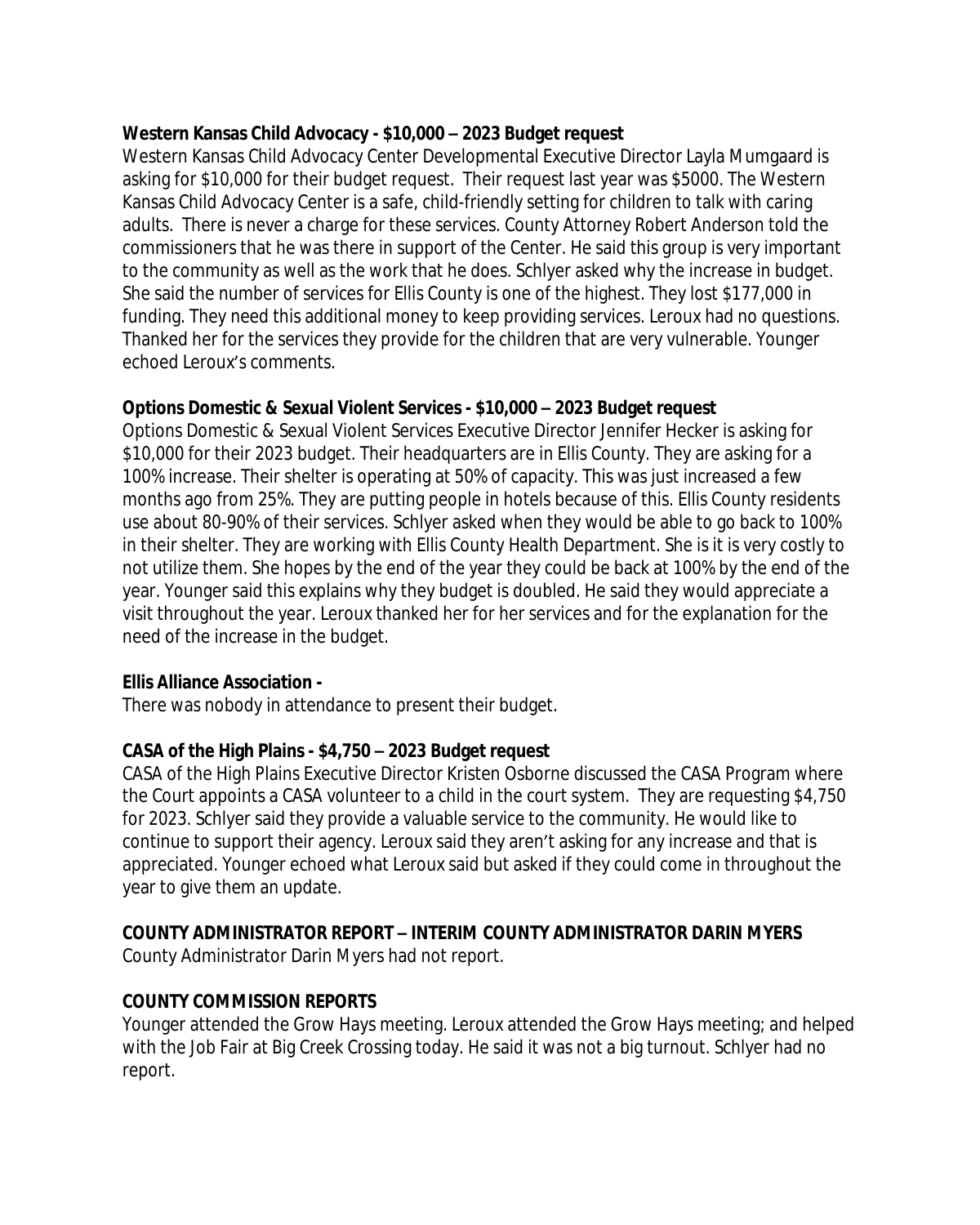**Western Kansas Child Advocacy - $10,000 – 2023 Budget request**

Western Kansas Child Advocacy Center Developmental Executive Director Layla Mumgaard is asking for $10,000 for their budget request. Their request last year was $5000. The Western Kansas Child Advocacy Center is a safe, child-friendly setting for children to talk with caring adults. There is never a charge for these services. County Attorney Robert Anderson told the commissioners that he was there in support of the Center. He said this group is very important to the community as well as the work that he does. Schlyer asked why the increase in budget. She said the number of services for Ellis County is one of the highest. They lost $177,000 in funding. They need this additional money to keep providing services. Leroux had no questions. Thanked her for the services they provide for the children that are very vulnerable. Younger echoed Leroux's comments.

**Options Domestic & Sexual Violent Services - $10,000 – 2023 Budget request**

Options Domestic & Sexual Violent Services Executive Director Jennifer Hecker is asking for $10,000 for their 2023 budget. Their headquarters are in Ellis County. They are asking for a 100% increase. Their shelter is operating at 50% of capacity. This was just increased a few months ago from 25%. They are putting people in hotels because of this. Ellis County residents use about 80-90% of their services. Schlyer asked when they would be able to go back to 100% in their shelter. They are working with Ellis County Health Department. She is it is very costly to not utilize them. She hopes by the end of the year they could be back at 100% by the end of the year. Younger said this explains why they budget is doubled. He said they would appreciate a visit throughout the year. Leroux thanked her for her services and for the explanation for the need of the increase in the budget.

**Ellis Alliance Association -**

There was nobody in attendance to present their budget.

**CASA of the High Plains - $4,750 – 2023 Budget request**

CASA of the High Plains Executive Director Kristen Osborne discussed the CASA Program where the Court appoints a CASA volunteer to a child in the court system. They are requesting $4,750 for 2023. Schlyer said they provide a valuable service to the community. He would like to continue to support their agency. Leroux said they aren't asking for any increase and that is appreciated. Younger echoed what Leroux said but asked if they could come in throughout the year to give them an update.

**COUNTY ADMINISTRATOR REPORT – INTERIM COUNTY ADMINISTRATOR DARIN MYERS**

County Administrator Darin Myers had not report.

**COUNTY COMMISSION REPORTS**

Younger attended the Grow Hays meeting. Leroux attended the Grow Hays meeting; and helped with the Job Fair at Big Creek Crossing today. He said it was not a big turnout. Schlyer had no report.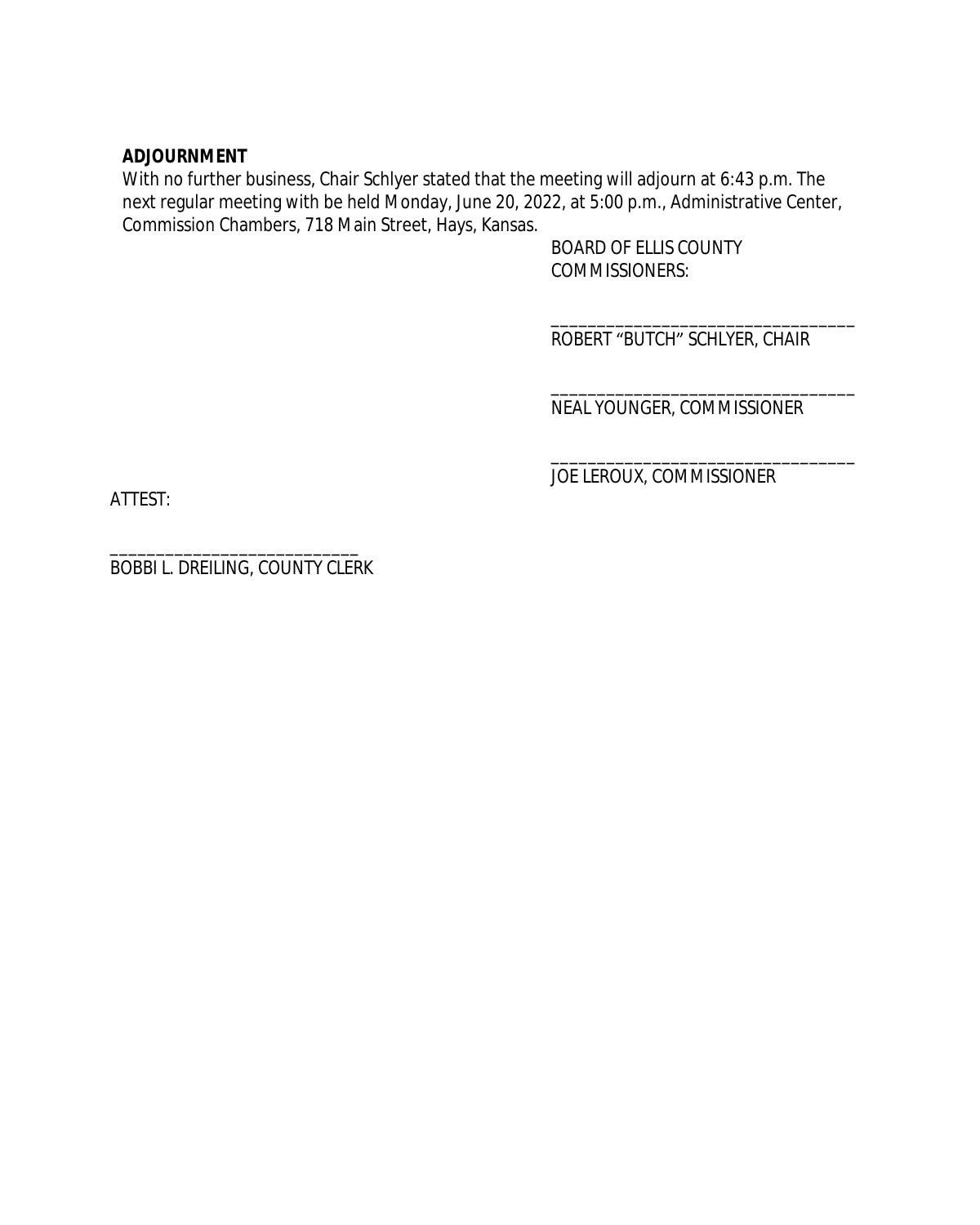**ADJOURNMENT**

With no further business, Chair Schlyer stated that the meeting will adjourn at 6:43 p.m. The next regular meeting with be held Monday, June 20, 2022, at 5:00 p.m., Administrative Center, Commission Chambers, 718 Main Street, Hays, Kansas.

BOARD OF ELLIS COUNTY
COMMISSIONERS:

_________________________________
ROBERT "BUTCH" SCHLYER, CHAIR

_________________________________
NEAL YOUNGER, COMMISSIONER

_________________________________
JOE LEROUX, COMMISSIONER

ATTEST:

___________________________
BOBBI L. DREILING, COUNTY CLERK